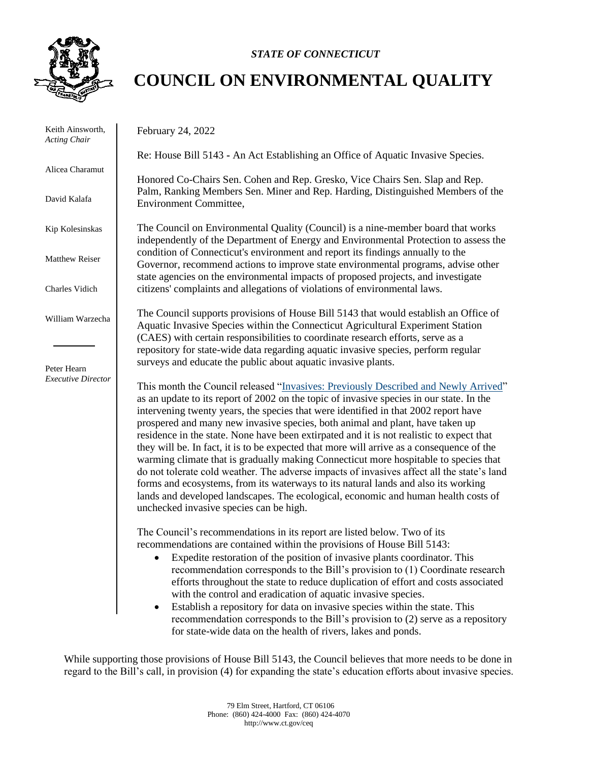*STATE OF CONNECTICUT*

# COUNCIL ON ENVIRONMENTAL QUALITY

Keith Ainsworth, *Acting Chair*

Alicea Charamut

David Kalafa

Kip Kolesinskas

Matthew Reiser

Charles Vidich

William Warzecha

Peter Hearn *Executive Director*

February 24, 2022

Re: House Bill 5143 - An Act Establishing an Office of Aquatic Invasive Species.

Honored Co-Chairs Sen. Cohen and Rep. Gresko, Vice Chairs Sen. Slap and Rep. Palm, Ranking Members Sen. Miner and Rep. Harding, Distinguished Members of the Environment Committee,

The Council on Environmental Quality (Council) is a nine-member board that works independently of the Department of Energy and Environmental Protection to assess the condition of Connecticut's environment and report its findings annually to the Governor, recommend actions to improve state environmental programs, advise other state agencies on the environmental impacts of proposed projects, and investigate citizens' complaints and allegations of violations of environmental laws.

The Council supports provisions of House Bill 5143 that would establish an Office of Aquatic Invasive Species within the Connecticut Agricultural Experiment Station (CAES) with certain responsibilities to coordinate research efforts, serve as a repository for state-wide data regarding aquatic invasive species, perform regular surveys and educate the public about aquatic invasive plants.

This month the Council released "Invasives: Previously Described and Newly Arrived" as an update to its report of 2002 on the topic of invasive species in our state. In the intervening twenty years, the species that were identified in that 2002 report have prospered and many new invasive species, both animal and plant, have taken up residence in the state. None have been extirpated and it is not realistic to expect that they will be. In fact, it is to be expected that more will arrive as a consequence of the warming climate that is gradually making Connecticut more hospitable to species that do not tolerate cold weather. The adverse impacts of invasives affect all the state's land forms and ecosystems, from its waterways to its natural lands and also its working lands and developed landscapes. The ecological, economic and human health costs of unchecked invasive species can be high.

The Council's recommendations in its report are listed below. Two of its recommendations are contained within the provisions of House Bill 5143:

- Expedite restoration of the position of invasive plants coordinator. This recommendation corresponds to the Bill's provision to (1) Coordinate research efforts throughout the state to reduce duplication of effort and costs associated with the control and eradication of aquatic invasive species.
- Establish a repository for data on invasive species within the state. This recommendation corresponds to the Bill's provision to (2) serve as a repository for state-wide data on the health of rivers, lakes and ponds.

While supporting those provisions of House Bill 5143, the Council believes that more needs to be done in regard to the Bill's call, in provision (4) for expanding the state's education efforts about invasive species.

79 Elm Street, Hartford, CT 06106
Phone: (860) 424-4000 Fax: (860) 424-4070
http://www.ct.gov/ceq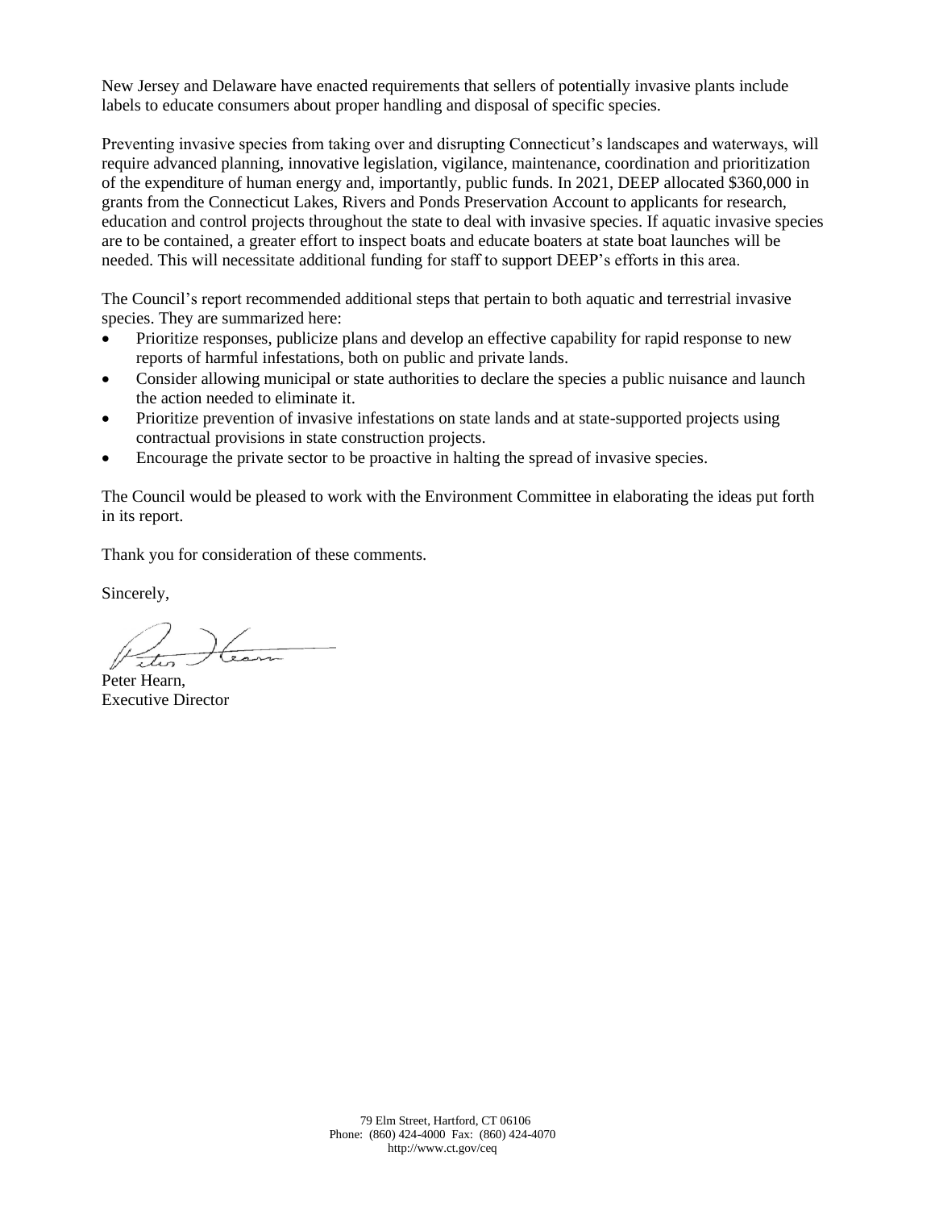New Jersey and Delaware have enacted requirements that sellers of potentially invasive plants include labels to educate consumers about proper handling and disposal of specific species.

Preventing invasive species from taking over and disrupting Connecticut's landscapes and waterways, will require advanced planning, innovative legislation, vigilance, maintenance, coordination and prioritization of the expenditure of human energy and, importantly, public funds. In 2021, DEEP allocated $360,000 in grants from the Connecticut Lakes, Rivers and Ponds Preservation Account to applicants for research, education and control projects throughout the state to deal with invasive species. If aquatic invasive species are to be contained, a greater effort to inspect boats and educate boaters at state boat launches will be needed. This will necessitate additional funding for staff to support DEEP's efforts in this area.

The Council's report recommended additional steps that pertain to both aquatic and terrestrial invasive species. They are summarized here:

- Prioritize responses, publicize plans and develop an effective capability for rapid response to new reports of harmful infestations, both on public and private lands.
- Consider allowing municipal or state authorities to declare the species a public nuisance and launch the action needed to eliminate it.
- Prioritize prevention of invasive infestations on state lands and at state-supported projects using contractual provisions in state construction projects.
- Encourage the private sector to be proactive in halting the spread of invasive species.

The Council would be pleased to work with the Environment Committee in elaborating the ideas put forth in its report.

Thank you for consideration of these comments.

Sincerely,

Peter Hearn,
Executive Director

79 Elm Street, Hartford, CT 06106
Phone: (860) 424-4000 Fax: (860) 424-4070
http://www.ct.gov/ceq